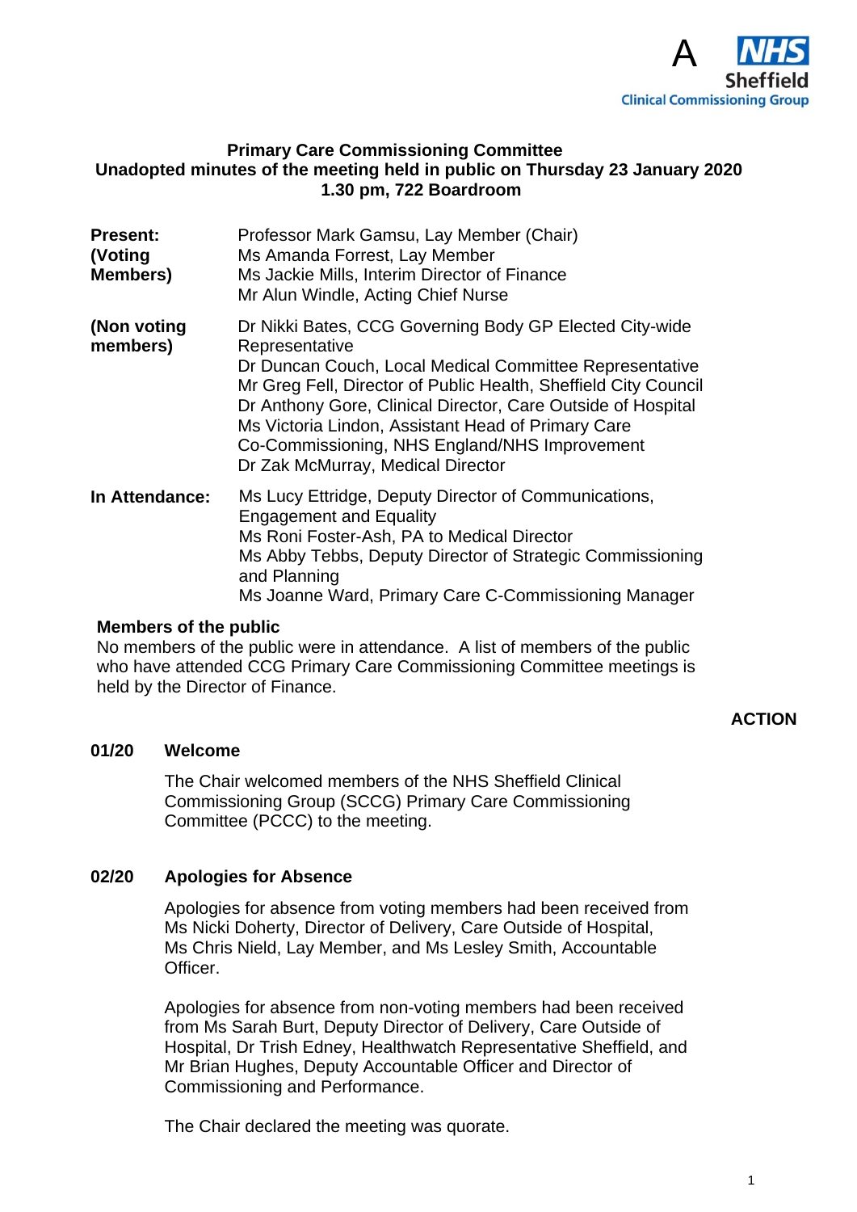A

NHS Sheffield Clinical Commissioning Group

**Primary Care Commissioning Committee**
**Unadopted minutes of the meeting held in public on Thursday 23 January 2020**
**1.30 pm, 722 Boardroom**

| | |
|---|---|
| **Present: (Voting Members)** | Professor Mark Gamsu, Lay Member (Chair)<br>Ms Amanda Forrest, Lay Member<br>Ms Jackie Mills, Interim Director of Finance<br>Mr Alun Windle, Acting Chief Nurse |
| **(Non voting members)** | Dr Nikki Bates, CCG Governing Body GP Elected City-wide Representative<br>Dr Duncan Couch, Local Medical Committee Representative<br>Mr Greg Fell, Director of Public Health, Sheffield City Council<br>Dr Anthony Gore, Clinical Director, Care Outside of Hospital<br>Ms Victoria Lindon, Assistant Head of Primary Care Co-Commissioning, NHS England/NHS Improvement<br>Dr Zak McMurray, Medical Director |
| **In Attendance:** | Ms Lucy Ettridge, Deputy Director of Communications, Engagement and Equality<br>Ms Roni Foster-Ash, PA to Medical Director<br>Ms Abby Tebbs, Deputy Director of Strategic Commissioning and Planning<br>Ms Joanne Ward, Primary Care C-Commissioning Manager |

**Members of the public**

No members of the public were in attendance. A list of members of the public who have attended CCG Primary Care Commissioning Committee meetings is held by the Director of Finance.

**ACTION**

**01/20 Welcome**

The Chair welcomed members of the NHS Sheffield Clinical Commissioning Group (SCCG) Primary Care Commissioning Committee (PCCC) to the meeting.

**02/20 Apologies for Absence**

Apologies for absence from voting members had been received from Ms Nicki Doherty, Director of Delivery, Care Outside of Hospital, Ms Chris Nield, Lay Member, and Ms Lesley Smith, Accountable Officer.

Apologies for absence from non-voting members had been received from Ms Sarah Burt, Deputy Director of Delivery, Care Outside of Hospital, Dr Trish Edney, Healthwatch Representative Sheffield, and Mr Brian Hughes, Deputy Accountable Officer and Director of Commissioning and Performance.

The Chair declared the meeting was quorate.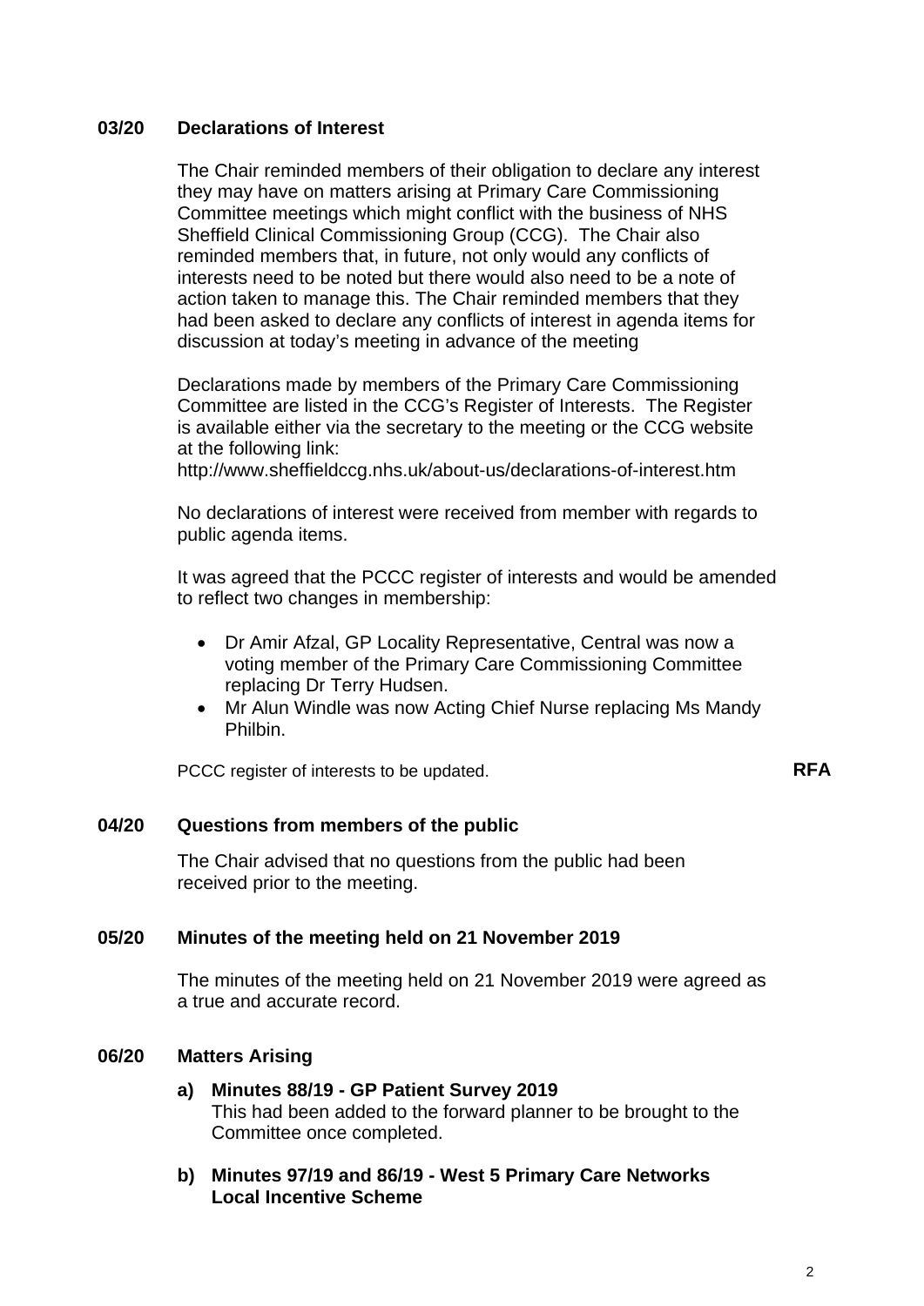**03/20 Declarations of Interest**

The Chair reminded members of their obligation to declare any interest they may have on matters arising at Primary Care Commissioning Committee meetings which might conflict with the business of NHS Sheffield Clinical Commissioning Group (CCG). The Chair also reminded members that, in future, not only would any conflicts of interests need to be noted but there would also need to be a note of action taken to manage this. The Chair reminded members that they had been asked to declare any conflicts of interest in agenda items for discussion at today's meeting in advance of the meeting

Declarations made by members of the Primary Care Commissioning Committee are listed in the CCG's Register of Interests. The Register is available either via the secretary to the meeting or the CCG website at the following link:
http://www.sheffieldccg.nhs.uk/about-us/declarations-of-interest.htm

No declarations of interest were received from member with regards to public agenda items.

It was agreed that the PCCC register of interests and would be amended to reflect two changes in membership:

- Dr Amir Afzal, GP Locality Representative, Central was now a voting member of the Primary Care Commissioning Committee replacing Dr Terry Hudsen.
- Mr Alun Windle was now Acting Chief Nurse replacing Ms Mandy Philbin.

PCCC register of interests to be updated. **RFA**

**04/20 Questions from members of the public**

The Chair advised that no questions from the public had been received prior to the meeting.

**05/20 Minutes of the meeting held on 21 November 2019**

The minutes of the meeting held on 21 November 2019 were agreed as a true and accurate record.

**06/20 Matters Arising**

**a) Minutes 88/19 - GP Patient Survey 2019**
This had been added to the forward planner to be brought to the Committee once completed.

**b) Minutes 97/19 and 86/19 - West 5 Primary Care Networks Local Incentive Scheme**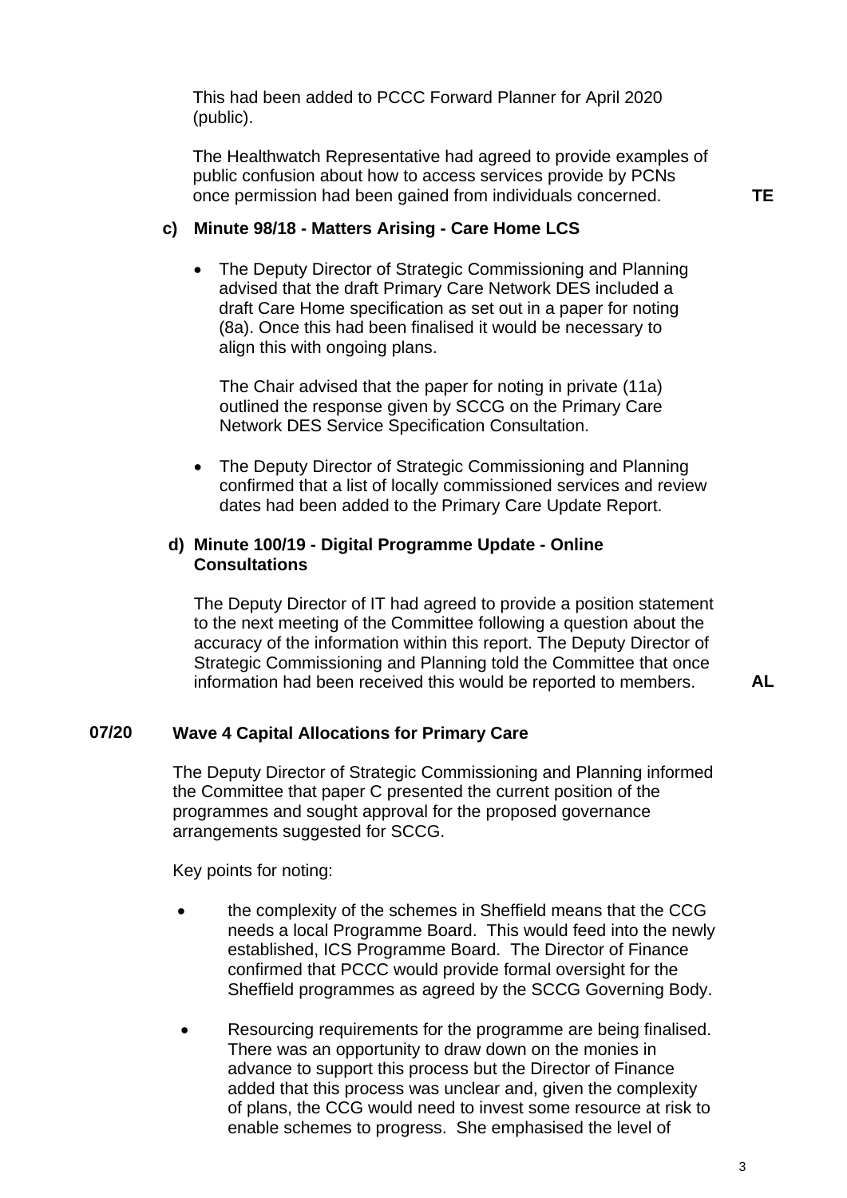This had been added to PCCC Forward Planner for April 2020 (public).

The Healthwatch Representative had agreed to provide examples of public confusion about how to access services provide by PCNs once permission had been gained from individuals concerned. **TE**

**c) Minute 98/18 - Matters Arising - Care Home LCS**

- The Deputy Director of Strategic Commissioning and Planning advised that the draft Primary Care Network DES included a draft Care Home specification as set out in a paper for noting (8a). Once this had been finalised it would be necessary to align this with ongoing plans.

  The Chair advised that the paper for noting in private (11a) outlined the response given by SCCG on the Primary Care Network DES Service Specification Consultation.

- The Deputy Director of Strategic Commissioning and Planning confirmed that a list of locally commissioned services and review dates had been added to the Primary Care Update Report.

**d) Minute 100/19 - Digital Programme Update - Online Consultations**

The Deputy Director of IT had agreed to provide a position statement to the next meeting of the Committee following a question about the accuracy of the information within this report. The Deputy Director of Strategic Commissioning and Planning told the Committee that once information had been received this would be reported to members. **AL**

## 07/20 Wave 4 Capital Allocations for Primary Care

The Deputy Director of Strategic Commissioning and Planning informed the Committee that paper C presented the current position of the programmes and sought approval for the proposed governance arrangements suggested for SCCG.

Key points for noting:

- the complexity of the schemes in Sheffield means that the CCG needs a local Programme Board. This would feed into the newly established, ICS Programme Board. The Director of Finance confirmed that PCCC would provide formal oversight for the Sheffield programmes as agreed by the SCCG Governing Body.
- Resourcing requirements for the programme are being finalised. There was an opportunity to draw down on the monies in advance to support this process but the Director of Finance added that this process was unclear and, given the complexity of plans, the CCG would need to invest some resource at risk to enable schemes to progress. She emphasised the level of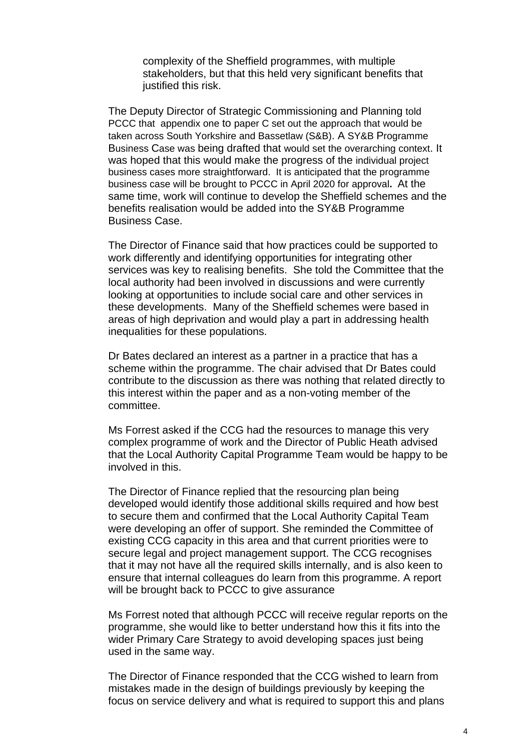complexity of the Sheffield programmes, with multiple stakeholders, but that this held very significant benefits that justified this risk.

The Deputy Director of Strategic Commissioning and Planning told PCCC that appendix one to paper C set out the approach that would be taken across South Yorkshire and Bassetlaw (S&B). A SY&B Programme Business Case was being drafted that would set the overarching context. It was hoped that this would make the progress of the individual project business cases more straightforward. It is anticipated that the programme business case will be brought to PCCC in April 2020 for approval**.** At the same time, work will continue to develop the Sheffield schemes and the benefits realisation would be added into the SY&B Programme Business Case.

The Director of Finance said that how practices could be supported to work differently and identifying opportunities for integrating other services was key to realising benefits. She told the Committee that the local authority had been involved in discussions and were currently looking at opportunities to include social care and other services in these developments. Many of the Sheffield schemes were based in areas of high deprivation and would play a part in addressing health inequalities for these populations.

Dr Bates declared an interest as a partner in a practice that has a scheme within the programme. The chair advised that Dr Bates could contribute to the discussion as there was nothing that related directly to this interest within the paper and as a non-voting member of the committee.

Ms Forrest asked if the CCG had the resources to manage this very complex programme of work and the Director of Public Heath advised that the Local Authority Capital Programme Team would be happy to be involved in this.

The Director of Finance replied that the resourcing plan being developed would identify those additional skills required and how best to secure them and confirmed that the Local Authority Capital Team were developing an offer of support. She reminded the Committee of existing CCG capacity in this area and that current priorities were to secure legal and project management support. The CCG recognises that it may not have all the required skills internally, and is also keen to ensure that internal colleagues do learn from this programme. A report will be brought back to PCCC to give assurance

Ms Forrest noted that although PCCC will receive regular reports on the programme, she would like to better understand how this it fits into the wider Primary Care Strategy to avoid developing spaces just being used in the same way.

The Director of Finance responded that the CCG wished to learn from mistakes made in the design of buildings previously by keeping the focus on service delivery and what is required to support this and plans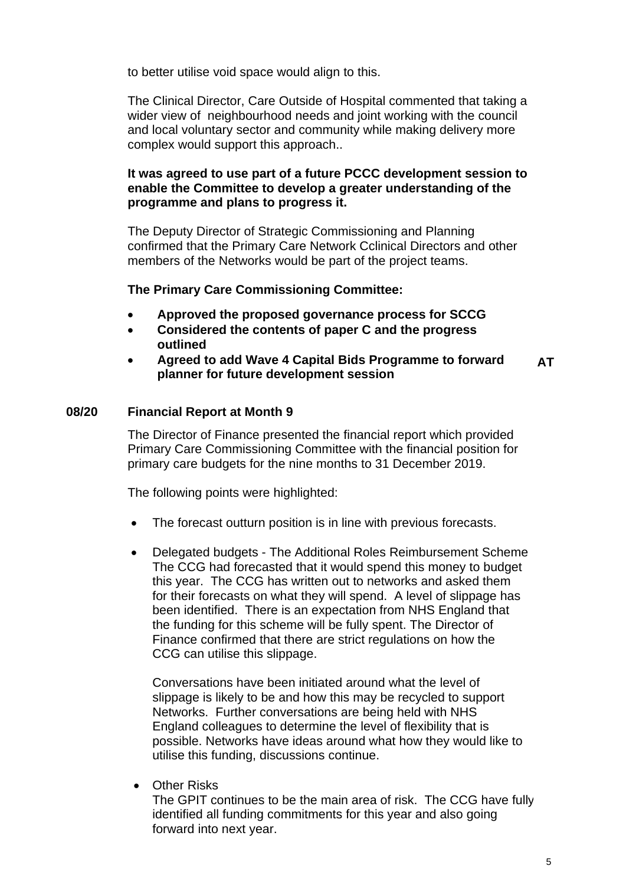to better utilise void space would align to this.

The Clinical Director, Care Outside of Hospital commented that taking a wider view of neighbourhood needs and joint working with the council and local voluntary sector and community while making delivery more complex would support this approach..

**It was agreed to use part of a future PCCC development session to enable the Committee to develop a greater understanding of the programme and plans to progress it.**

The Deputy Director of Strategic Commissioning and Planning confirmed that the Primary Care Network Cclinical Directors and other members of the Networks would be part of the project teams.

**The Primary Care Commissioning Committee:**

- **Approved the proposed governance process for SCCG**
- **Considered the contents of paper C and the progress outlined**
- **Agreed to add Wave 4 Capital Bids Programme to forward planner for future development session** **AT**

## 08/20 Financial Report at Month 9

The Director of Finance presented the financial report which provided Primary Care Commissioning Committee with the financial position for primary care budgets for the nine months to 31 December 2019.

The following points were highlighted:

- The forecast outturn position is in line with previous forecasts.

- Delegated budgets - The Additional Roles Reimbursement Scheme The CCG had forecasted that it would spend this money to budget this year. The CCG has written out to networks and asked them for their forecasts on what they will spend. A level of slippage has been identified. There is an expectation from NHS England that the funding for this scheme will be fully spent. The Director of Finance confirmed that there are strict regulations on how the CCG can utilise this slippage.

  Conversations have been initiated around what the level of slippage is likely to be and how this may be recycled to support Networks. Further conversations are being held with NHS England colleagues to determine the level of flexibility that is possible. Networks have ideas around what how they would like to utilise this funding, discussions continue.

- Other Risks
  The GPIT continues to be the main area of risk. The CCG have fully identified all funding commitments for this year and also going forward into next year.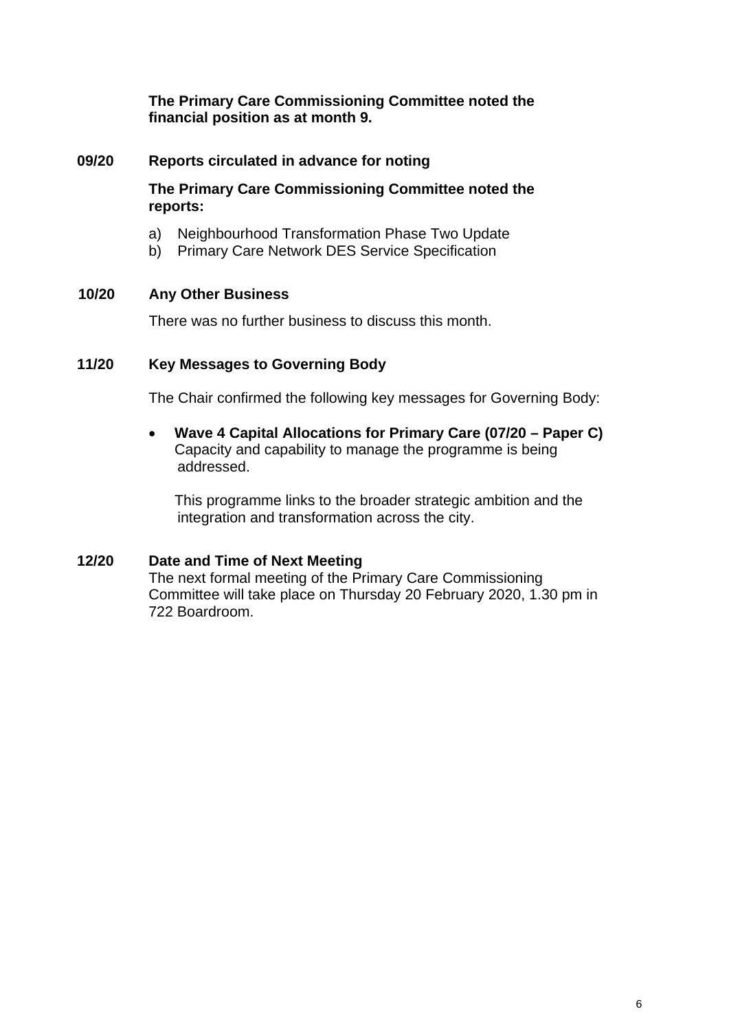**The Primary Care Commissioning Committee noted the financial position as at month 9.**

**09/20 Reports circulated in advance for noting**

**The Primary Care Commissioning Committee noted the reports:**

a) Neighbourhood Transformation Phase Two Update
b) Primary Care Network DES Service Specification

**10/20 Any Other Business**

There was no further business to discuss this month.

**11/20 Key Messages to Governing Body**

The Chair confirmed the following key messages for Governing Body:

- **Wave 4 Capital Allocations for Primary Care (07/20 – Paper C)** Capacity and capability to manage the programme is being addressed.

  This programme links to the broader strategic ambition and the integration and transformation across the city.

**12/20 Date and Time of Next Meeting**

The next formal meeting of the Primary Care Commissioning Committee will take place on Thursday 20 February 2020, 1.30 pm in 722 Boardroom.